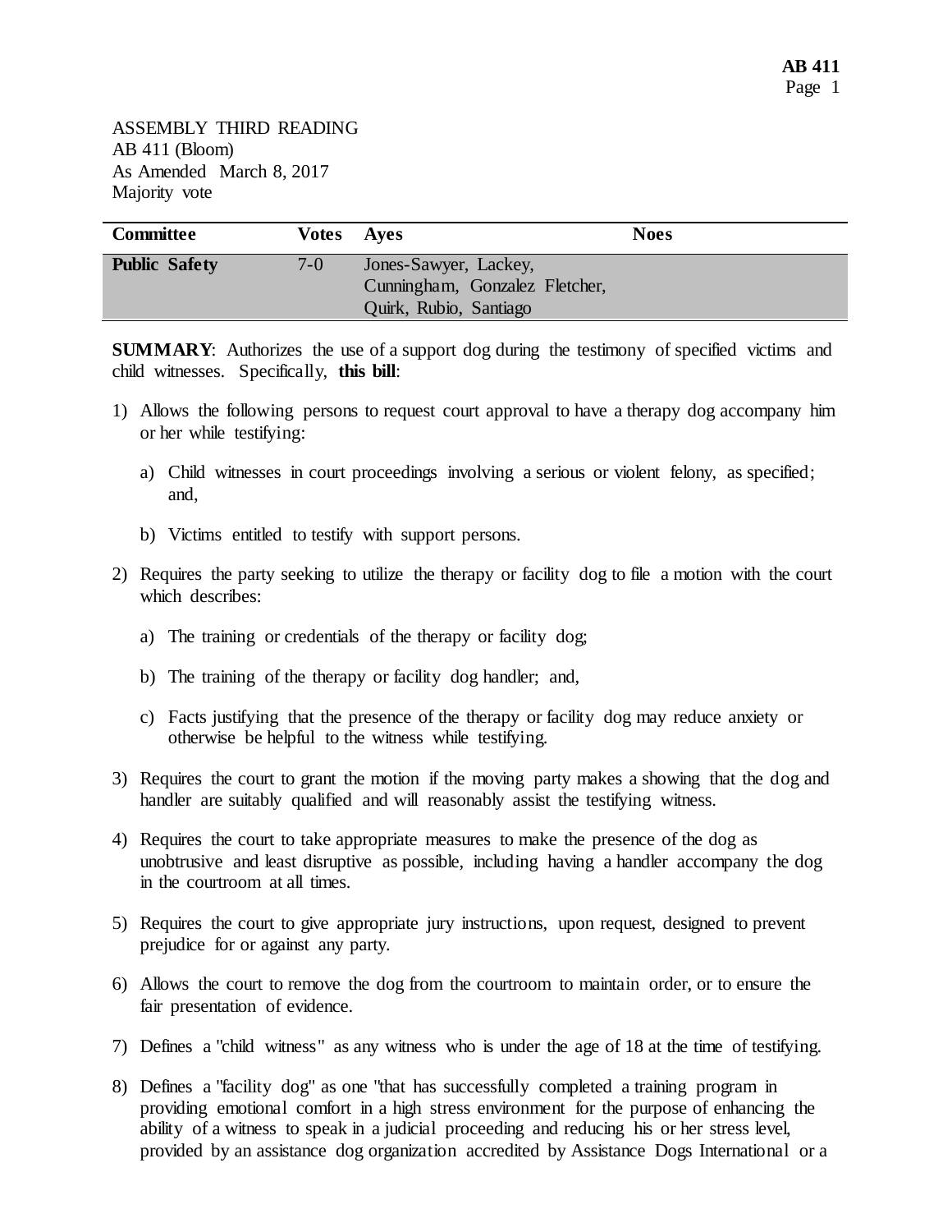ASSEMBLY THIRD READING
AB 411 (Bloom)
As Amended March 8, 2017
Majority vote

| Committee | Votes | Ayes | Noes |
|---|---|---|---|
| **Public Safety** | 7-0 | Jones-Sawyer, Lackey, Cunningham, Gonzalez Fletcher, Quirk, Rubio, Santiago | |

**SUMMARY**: Authorizes the use of a support dog during the testimony of specified victims and child witnesses. Specifically, **this bill**:

1) Allows the following persons to request court approval to have a therapy dog accompany him or her while testifying:

    a) Child witnesses in court proceedings involving a serious or violent felony, as specified; and,

    b) Victims entitled to testify with support persons.

2) Requires the party seeking to utilize the therapy or facility dog to file a motion with the court which describes:

    a) The training or credentials of the therapy or facility dog;

    b) The training of the therapy or facility dog handler; and,

    c) Facts justifying that the presence of the therapy or facility dog may reduce anxiety or otherwise be helpful to the witness while testifying.

3) Requires the court to grant the motion if the moving party makes a showing that the dog and handler are suitably qualified and will reasonably assist the testifying witness.

4) Requires the court to take appropriate measures to make the presence of the dog as unobtrusive and least disruptive as possible, including having a handler accompany the dog in the courtroom at all times.

5) Requires the court to give appropriate jury instructions, upon request, designed to prevent prejudice for or against any party.

6) Allows the court to remove the dog from the courtroom to maintain order, or to ensure the fair presentation of evidence.

7) Defines a "child witness" as any witness who is under the age of 18 at the time of testifying.

8) Defines a "facility dog" as one "that has successfully completed a training program in providing emotional comfort in a high stress environment for the purpose of enhancing the ability of a witness to speak in a judicial proceeding and reducing his or her stress level, provided by an assistance dog organization accredited by Assistance Dogs International or a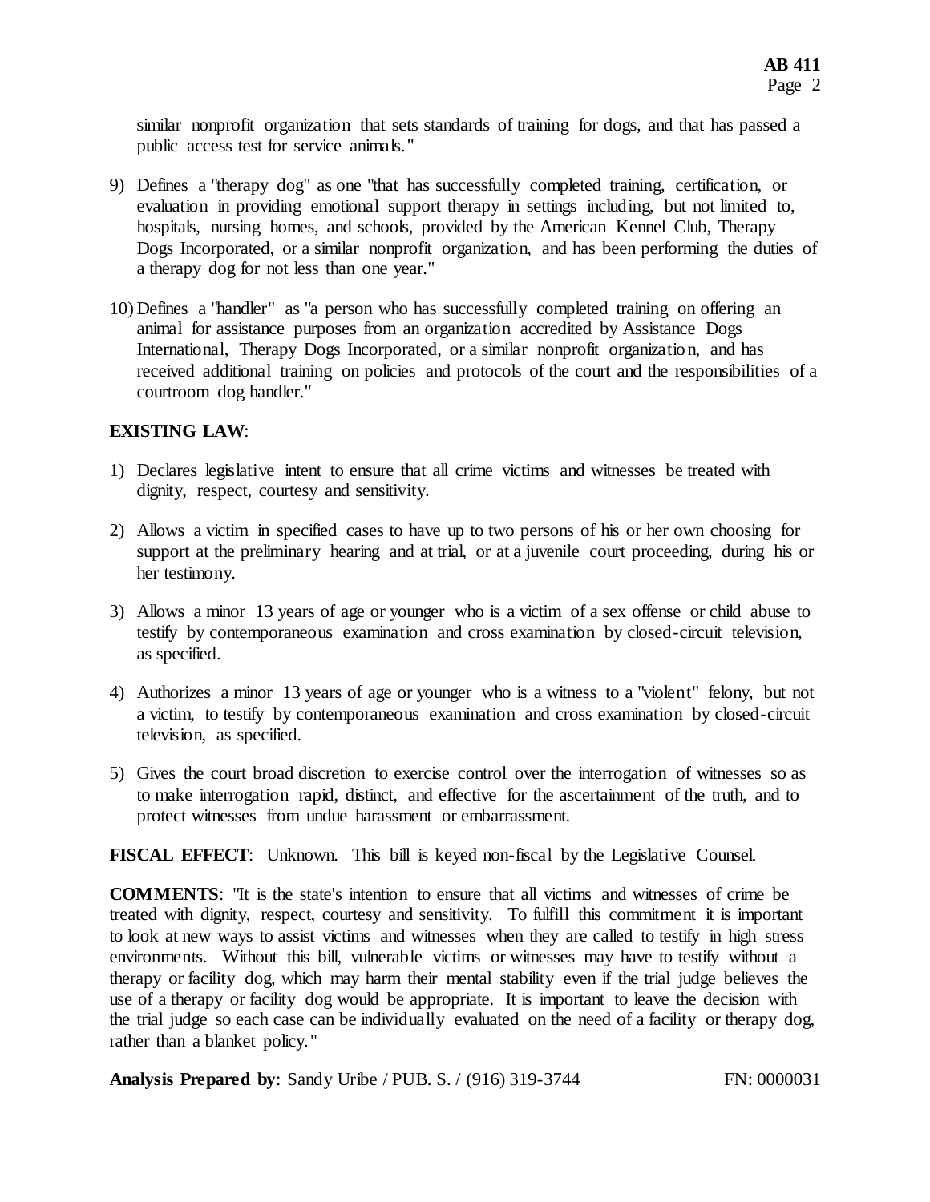similar nonprofit organization that sets standards of training for dogs, and that has passed a public access test for service animals."

9) Defines a "therapy dog" as one "that has successfully completed training, certification, or evaluation in providing emotional support therapy in settings including, but not limited to, hospitals, nursing homes, and schools, provided by the American Kennel Club, Therapy Dogs Incorporated, or a similar nonprofit organization, and has been performing the duties of a therapy dog for not less than one year."

10) Defines a "handler" as "a person who has successfully completed training on offering an animal for assistance purposes from an organization accredited by Assistance Dogs International, Therapy Dogs Incorporated, or a similar nonprofit organization, and has received additional training on policies and protocols of the court and the responsibilities of a courtroom dog handler."

**EXISTING LAW**:

1) Declares legislative intent to ensure that all crime victims and witnesses be treated with dignity, respect, courtesy and sensitivity.

2) Allows a victim in specified cases to have up to two persons of his or her own choosing for support at the preliminary hearing and at trial, or at a juvenile court proceeding, during his or her testimony.

3) Allows a minor 13 years of age or younger who is a victim of a sex offense or child abuse to testify by contemporaneous examination and cross examination by closed-circuit television, as specified.

4) Authorizes a minor 13 years of age or younger who is a witness to a "violent" felony, but not a victim, to testify by contemporaneous examination and cross examination by closed-circuit television, as specified.

5) Gives the court broad discretion to exercise control over the interrogation of witnesses so as to make interrogation rapid, distinct, and effective for the ascertainment of the truth, and to protect witnesses from undue harassment or embarrassment.

**FISCAL EFFECT**: Unknown. This bill is keyed non-fiscal by the Legislative Counsel.

**COMMENTS**: "It is the state's intention to ensure that all victims and witnesses of crime be treated with dignity, respect, courtesy and sensitivity. To fulfill this commitment it is important to look at new ways to assist victims and witnesses when they are called to testify in high stress environments. Without this bill, vulnerable victims or witnesses may have to testify without a therapy or facility dog, which may harm their mental stability even if the trial judge believes the use of a therapy or facility dog would be appropriate. It is important to leave the decision with the trial judge so each case can be individually evaluated on the need of a facility or therapy dog, rather than a blanket policy."

**Analysis Prepared by**: Sandy Uribe / PUB. S. / (916) 319-3744 FN: 0000031